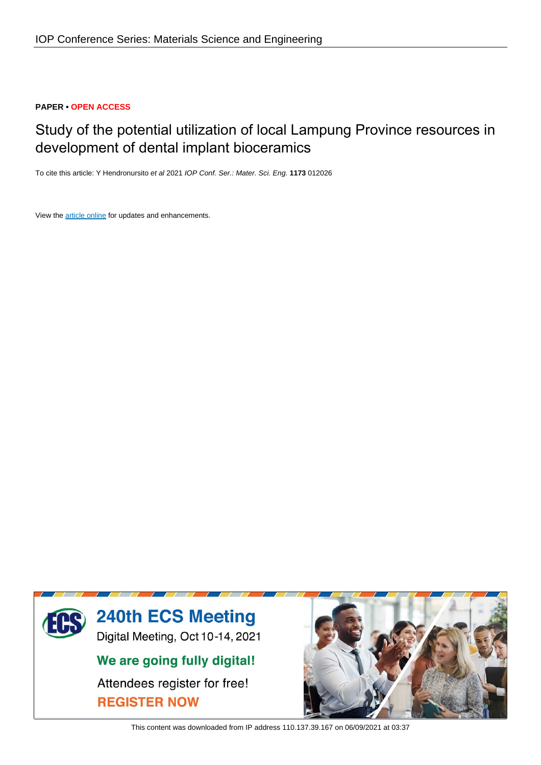**PAPER • OPEN ACCESS**

# Study of the potential utilization of local Lampung Province resources in development of dental implant bioceramics

To cite this article: Y Hendronursito *et al* 2021 *IOP Conf. Ser.: Mater. Sci. Eng.* **1173** 012026

View the article online for updates and enhancements.

This content was downloaded from IP address 110.137.39.167 on 06/09/2021 at 03:37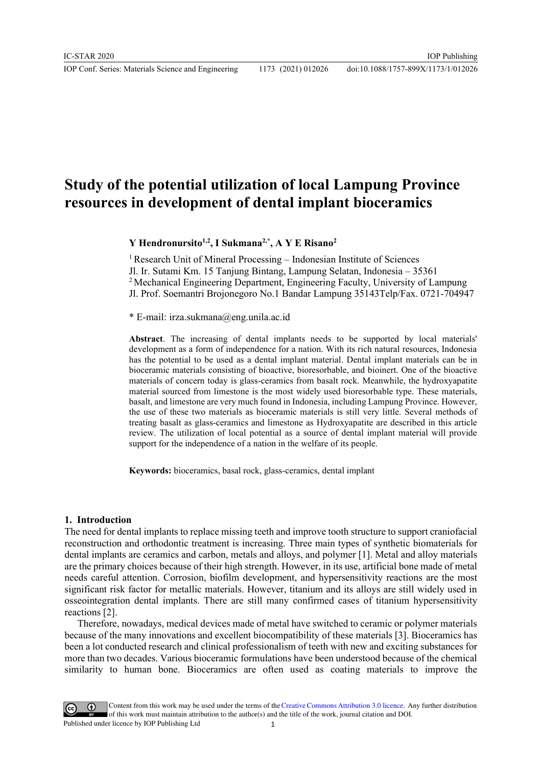# Study of the potential utilization of local Lampung Province resources in development of dental implant bioceramics

**Y Hendronursito[1,2], I Sukmana[2,*], A Y E Risano[2]**

[1] Research Unit of Mineral Processing – Indonesian Institute of Sciences
Jl. Ir. Sutami Km. 15 Tanjung Bintang, Lampung Selatan, Indonesia – 35361
[2] Mechanical Engineering Department, Engineering Faculty, University of Lampung
Jl. Prof. Soemantri Brojonegoro No.1 Bandar Lampung 35143Telp/Fax. 0721-704947

\* E-mail: irza.sukmana@eng.unila.ac.id

**Abstract**. The increasing of dental implants needs to be supported by local materials' development as a form of independence for a nation. With its rich natural resources, Indonesia has the potential to be used as a dental implant material. Dental implant materials can be in bioceramic materials consisting of bioactive, bioresorbable, and bioinert. One of the bioactive materials of concern today is glass-ceramics from basalt rock. Meanwhile, the hydroxyapatite material sourced from limestone is the most widely used bioresorbable type. These materials, basalt, and limestone are very much found in Indonesia, including Lampung Province. However, the use of these two materials as bioceramic materials is still very little. Several methods of treating basalt as glass-ceramics and limestone as Hydroxyapatite are described in this article review. The utilization of local potential as a source of dental implant material will provide support for the independence of a nation in the welfare of its people.

**Keywords:** bioceramics, basal rock, glass-ceramics, dental implant

## 1. Introduction

The need for dental implants to replace missing teeth and improve tooth structure to support craniofacial reconstruction and orthodontic treatment is increasing. Three main types of synthetic biomaterials for dental implants are ceramics and carbon, metals and alloys, and polymer [1]. Metal and alloy materials are the primary choices because of their high strength. However, in its use, artificial bone made of metal needs careful attention. Corrosion, biofilm development, and hypersensitivity reactions are the most significant risk factor for metallic materials. However, titanium and its alloys are still widely used in osseointegration dental implants. There are still many confirmed cases of titanium hypersensitivity reactions [2].

Therefore, nowadays, medical devices made of metal have switched to ceramic or polymer materials because of the many innovations and excellent biocompatibility of these materials [3]. Bioceramics has been a lot conducted research and clinical professionalism of teeth with new and exciting substances for more than two decades. Various bioceramic formulations have been understood because of the chemical similarity to human bone. Bioceramics are often used as coating materials to improve the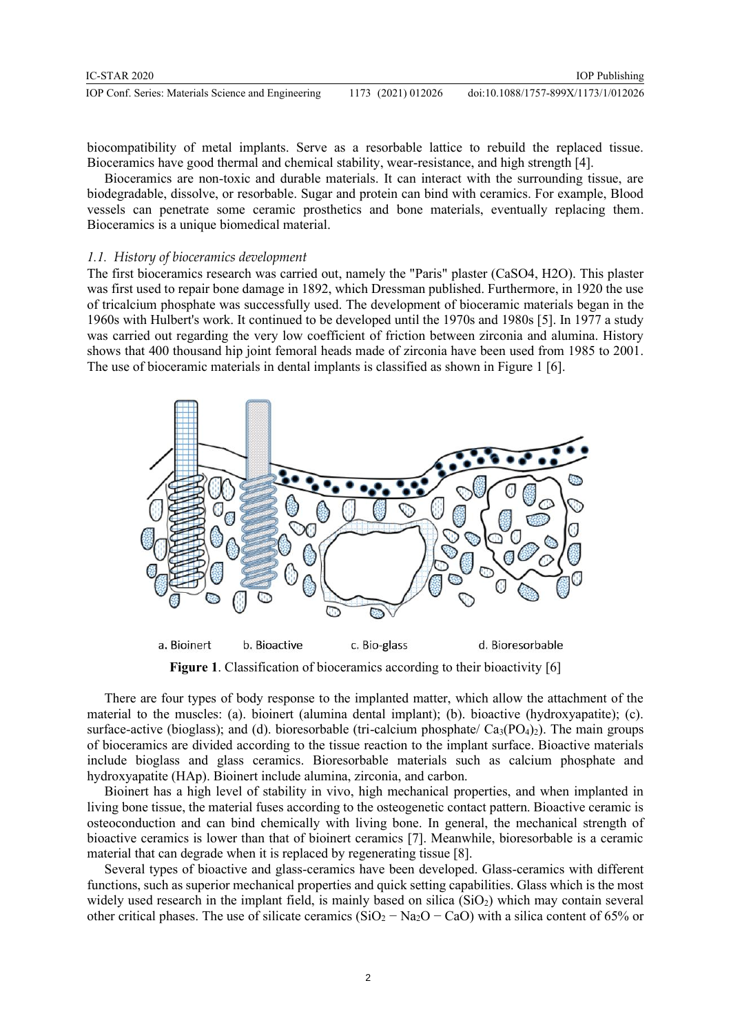biocompatibility of metal implants. Serve as a resorbable lattice to rebuild the replaced tissue. Bioceramics have good thermal and chemical stability, wear-resistance, and high strength [4].

Bioceramics are non-toxic and durable materials. It can interact with the surrounding tissue, are biodegradable, dissolve, or resorbable. Sugar and protein can bind with ceramics. For example, Blood vessels can penetrate some ceramic prosthetics and bone materials, eventually replacing them. Bioceramics is a unique biomedical material.

### *1.1. History of bioceramics development*

The first bioceramics research was carried out, namely the "Paris" plaster (CaSO4, H2O). This plaster was first used to repair bone damage in 1892, which Dressman published. Furthermore, in 1920 the use of tricalcium phosphate was successfully used. The development of bioceramic materials began in the 1960s with Hulbert's work. It continued to be developed until the 1970s and 1980s [5]. In 1977 a study was carried out regarding the very low coefficient of friction between zirconia and alumina. History shows that 400 thousand hip joint femoral heads made of zirconia have been used from 1985 to 2001. The use of bioceramic materials in dental implants is classified as shown in Figure 1 [6].

a. Bioinert b. Bioactive c. Bio-glass d. Bioresorbable

**Figure 1**. Classification of bioceramics according to their bioactivity [6]

There are four types of body response to the implanted matter, which allow the attachment of the material to the muscles: (a). bioinert (alumina dental implant); (b). bioactive (hydroxyapatite); (c). surface-active (bioglass); and (d). bioresorbable (tri-calcium phosphate/ $Ca_3(PO_4)_2$). The main groups of bioceramics are divided according to the tissue reaction to the implant surface. Bioactive materials include bioglass and glass ceramics. Bioresorbable materials such as calcium phosphate and hydroxyapatite (HAp). Bioinert include alumina, zirconia, and carbon.

Bioinert has a high level of stability in vivo, high mechanical properties, and when implanted in living bone tissue, the material fuses according to the osteogenetic contact pattern. Bioactive ceramic is osteoconduction and can bind chemically with living bone. In general, the mechanical strength of bioactive ceramics is lower than that of bioinert ceramics [7]. Meanwhile, bioresorbable is a ceramic material that can degrade when it is replaced by regenerating tissue [8].

Several types of bioactive and glass-ceramics have been developed. Glass-ceramics with different functions, such as superior mechanical properties and quick setting capabilities. Glass which is the most widely used research in the implant field, is mainly based on silica ($SiO_2$) which may contain several other critical phases. The use of silicate ceramics ($SiO_2 - Na_2O - CaO$) with a silica content of 65% or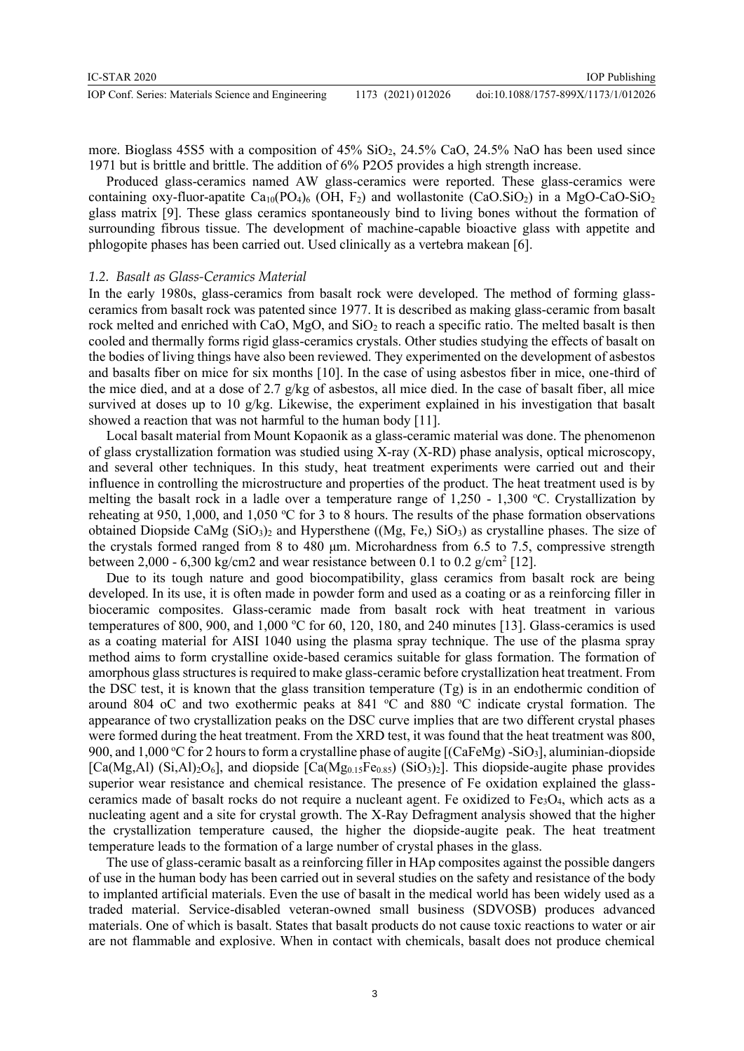more. Bioglass 45S5 with a composition of 45% $SiO_2$, 24.5% CaO, 24.5% NaO has been used since 1971 but is brittle and brittle. The addition of 6% P2O5 provides a high strength increase.

Produced glass-ceramics named AW glass-ceramics were reported. These glass-ceramics were containing oxy-fluor-apatite $Ca_{10}(PO_4)_6$ (OH, $F_2$) and wollastonite (CaO.$SiO_2$) in a MgO-CaO-$SiO_2$ glass matrix [9]. These glass ceramics spontaneously bind to living bones without the formation of surrounding fibrous tissue. The development of machine-capable bioactive glass with appetite and phlogopite phases has been carried out. Used clinically as a vertebra makean [6].

### *1.2. Basalt as Glass-Ceramics Material*

In the early 1980s, glass-ceramics from basalt rock were developed. The method of forming glass-ceramics from basalt rock was patented since 1977. It is described as making glass-ceramic from basalt rock melted and enriched with CaO, MgO, and $SiO_2$ to reach a specific ratio. The melted basalt is then cooled and thermally forms rigid glass-ceramics crystals. Other studies studying the effects of basalt on the bodies of living things have also been reviewed. They experimented on the development of asbestos and basalts fiber on mice for six months [10]. In the case of using asbestos fiber in mice, one-third of the mice died, and at a dose of 2.7 g/kg of asbestos, all mice died. In the case of basalt fiber, all mice survived at doses up to 10 g/kg. Likewise, the experiment explained in his investigation that basalt showed a reaction that was not harmful to the human body [11].

Local basalt material from Mount Kopaonik as a glass-ceramic material was done. The phenomenon of glass crystallization formation was studied using X-ray (X-RD) phase analysis, optical microscopy, and several other techniques. In this study, heat treatment experiments were carried out and their influence in controlling the microstructure and properties of the product. The heat treatment used is by melting the basalt rock in a ladle over a temperature range of 1,250 - 1,300 $^oC$. Crystallization by reheating at 950, 1,000, and 1,050 $^oC$ for 3 to 8 hours. The results of the phase formation observations obtained Diopside CaMg $(SiO_3)_2$ and Hypersthene ((Mg, Fe,) $SiO_3$) as crystalline phases. The size of the crystals formed ranged from 8 to 480 μm. Microhardness from 6.5 to 7.5, compressive strength between 2,000 - 6,300 kg/cm2 and wear resistance between 0.1 to 0.2 g/cm$^2$ [12].

Due to its tough nature and good biocompatibility, glass ceramics from basalt rock are being developed. In its use, it is often made in powder form and used as a coating or as a reinforcing filler in bioceramic composites. Glass-ceramic made from basalt rock with heat treatment in various temperatures of 800, 900, and 1,000 $^oC$ for 60, 120, 180, and 240 minutes [13]. Glass-ceramics is used as a coating material for AISI 1040 using the plasma spray technique. The use of the plasma spray method aims to form crystalline oxide-based ceramics suitable for glass formation. The formation of amorphous glass structures is required to make glass-ceramic before crystallization heat treatment. From the DSC test, it is known that the glass transition temperature (Tg) is in an endothermic condition of around 804 oC and two exothermic peaks at 841 $^oC$ and 880 $^oC$ indicate crystal formation. The appearance of two crystallization peaks on the DSC curve implies that are two different crystal phases were formed during the heat treatment. From the XRD test, it was found that the heat treatment was 800, 900, and 1,000 $^oC$ for 2 hours to form a crystalline phase of augite [(CaFeMg) -$SiO_3$], aluminian-diopside [Ca(Mg,Al) $(Si,Al)_2O_6$], and diopside [Ca$(Mg_{0.15}Fe_{0.85})$ $(SiO_3)_2$]. This diopside-augite phase provides superior wear resistance and chemical resistance. The presence of Fe oxidation explained the glass-ceramics made of basalt rocks do not require a nucleant agent. Fe oxidized to $Fe_3O_4$, which acts as a nucleating agent and a site for crystal growth. The X-Ray Defragment analysis showed that the higher the crystallization temperature caused, the higher the diopside-augite peak. The heat treatment temperature leads to the formation of a large number of crystal phases in the glass.

The use of glass-ceramic basalt as a reinforcing filler in HAp composites against the possible dangers of use in the human body has been carried out in several studies on the safety and resistance of the body to implanted artificial materials. Even the use of basalt in the medical world has been widely used as a traded material. Service-disabled veteran-owned small business (SDVOSB) produces advanced materials. One of which is basalt. States that basalt products do not cause toxic reactions to water or air are not flammable and explosive. When in contact with chemicals, basalt does not produce chemical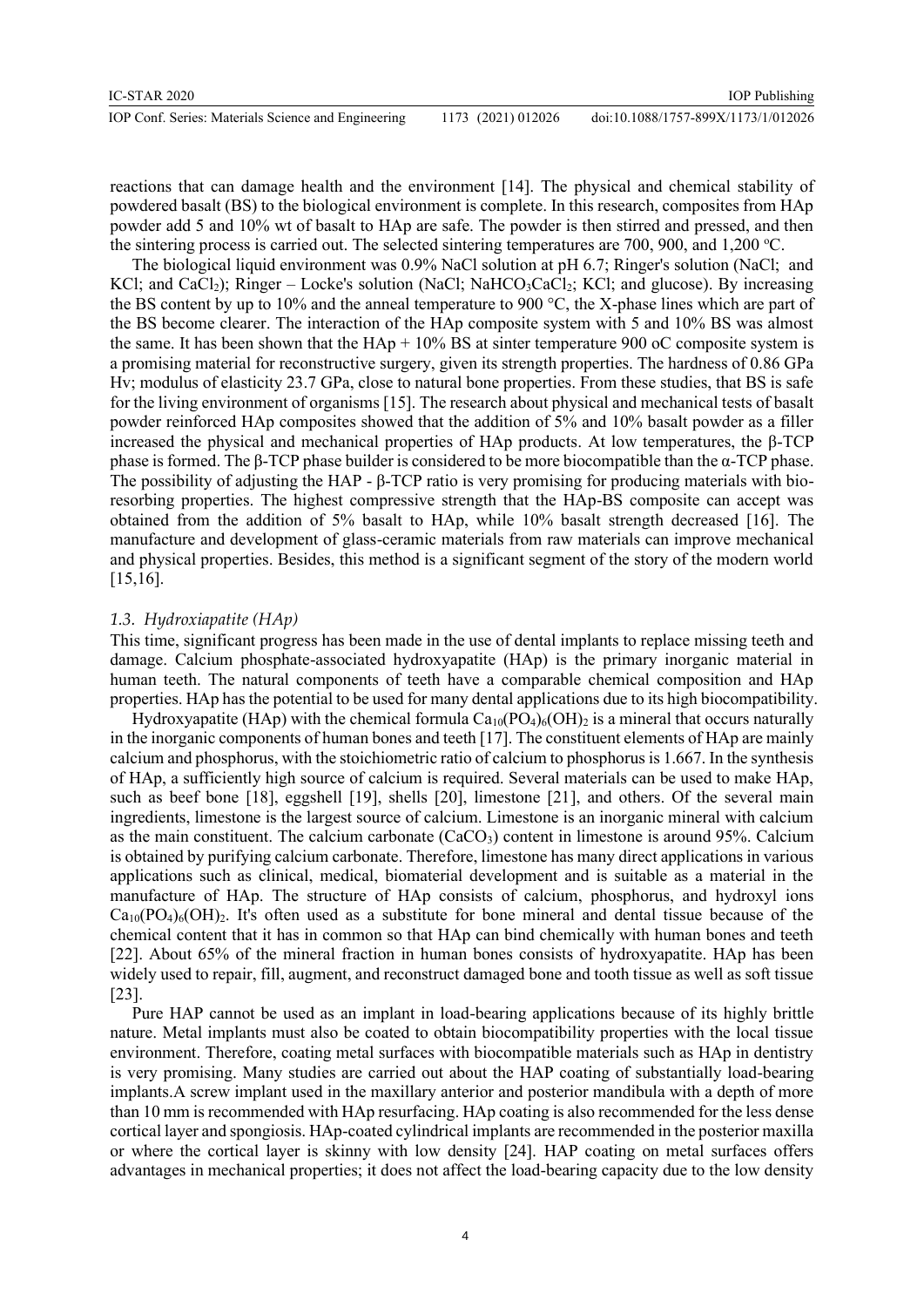reactions that can damage health and the environment [14]. The physical and chemical stability of powdered basalt (BS) to the biological environment is complete. In this research, composites from HAp powder add 5 and 10% wt of basalt to HAp are safe. The powder is then stirred and pressed, and then the sintering process is carried out. The selected sintering temperatures are 700, 900, and 1,200 ºC.

The biological liquid environment was 0.9% NaCl solution at pH 6.7; Ringer's solution (NaCl; and KCl; and $CaCl_2$); Ringer – Locke's solution (NaCl; $NaHCO_3CaCl_2$; KCl; and glucose). By increasing the BS content by up to 10% and the anneal temperature to 900 °C, the X-phase lines which are part of the BS become clearer. The interaction of the HAp composite system with 5 and 10% BS was almost the same. It has been shown that the HAp + 10% BS at sinter temperature 900 oC composite system is a promising material for reconstructive surgery, given its strength properties. The hardness of 0.86 GPa Hv; modulus of elasticity 23.7 GPa, close to natural bone properties. From these studies, that BS is safe for the living environment of organisms [15]. The research about physical and mechanical tests of basalt powder reinforced HAp composites showed that the addition of 5% and 10% basalt powder as a filler increased the physical and mechanical properties of HAp products. At low temperatures, the β-TCP phase is formed. The β-TCP phase builder is considered to be more biocompatible than the α-TCP phase. The possibility of adjusting the HAP - β-TCP ratio is very promising for producing materials with bio-resorbing properties. The highest compressive strength that the HAp-BS composite can accept was obtained from the addition of 5% basalt to HAp, while 10% basalt strength decreased [16]. The manufacture and development of glass-ceramic materials from raw materials can improve mechanical and physical properties. Besides, this method is a significant segment of the story of the modern world [15,16].

### *1.3. Hydroxiapatite (HAp)*

This time, significant progress has been made in the use of dental implants to replace missing teeth and damage. Calcium phosphate-associated hydroxyapatite (HAp) is the primary inorganic material in human teeth. The natural components of teeth have a comparable chemical composition and HAp properties. HAp has the potential to be used for many dental applications due to its high biocompatibility.

Hydroxyapatite (HAp) with the chemical formula $Ca_{10}(PO_4)_6(OH)_2$ is a mineral that occurs naturally in the inorganic components of human bones and teeth [17]. The constituent elements of HAp are mainly calcium and phosphorus, with the stoichiometric ratio of calcium to phosphorus is 1.667. In the synthesis of HAp, a sufficiently high source of calcium is required. Several materials can be used to make HAp, such as beef bone [18], eggshell [19], shells [20], limestone [21], and others. Of the several main ingredients, limestone is the largest source of calcium. Limestone is an inorganic mineral with calcium as the main constituent. The calcium carbonate ($CaCO_3$) content in limestone is around 95%. Calcium is obtained by purifying calcium carbonate. Therefore, limestone has many direct applications in various applications such as clinical, medical, biomaterial development and is suitable as a material in the manufacture of HAp. The structure of HAp consists of calcium, phosphorus, and hydroxyl ions $Ca_{10}(PO_4)_6(OH)_2$. It's often used as a substitute for bone mineral and dental tissue because of the chemical content that it has in common so that HAp can bind chemically with human bones and teeth [22]. About 65% of the mineral fraction in human bones consists of hydroxyapatite. HAp has been widely used to repair, fill, augment, and reconstruct damaged bone and tooth tissue as well as soft tissue [23].

Pure HAP cannot be used as an implant in load-bearing applications because of its highly brittle nature. Metal implants must also be coated to obtain biocompatibility properties with the local tissue environment. Therefore, coating metal surfaces with biocompatible materials such as HAp in dentistry is very promising. Many studies are carried out about the HAP coating of substantially load-bearing implants.A screw implant used in the maxillary anterior and posterior mandibula with a depth of more than 10 mm is recommended with HAp resurfacing. HAp coating is also recommended for the less dense cortical layer and spongiosis. HAp-coated cylindrical implants are recommended in the posterior maxilla or where the cortical layer is skinny with low density [24]. HAP coating on metal surfaces offers advantages in mechanical properties; it does not affect the load-bearing capacity due to the low density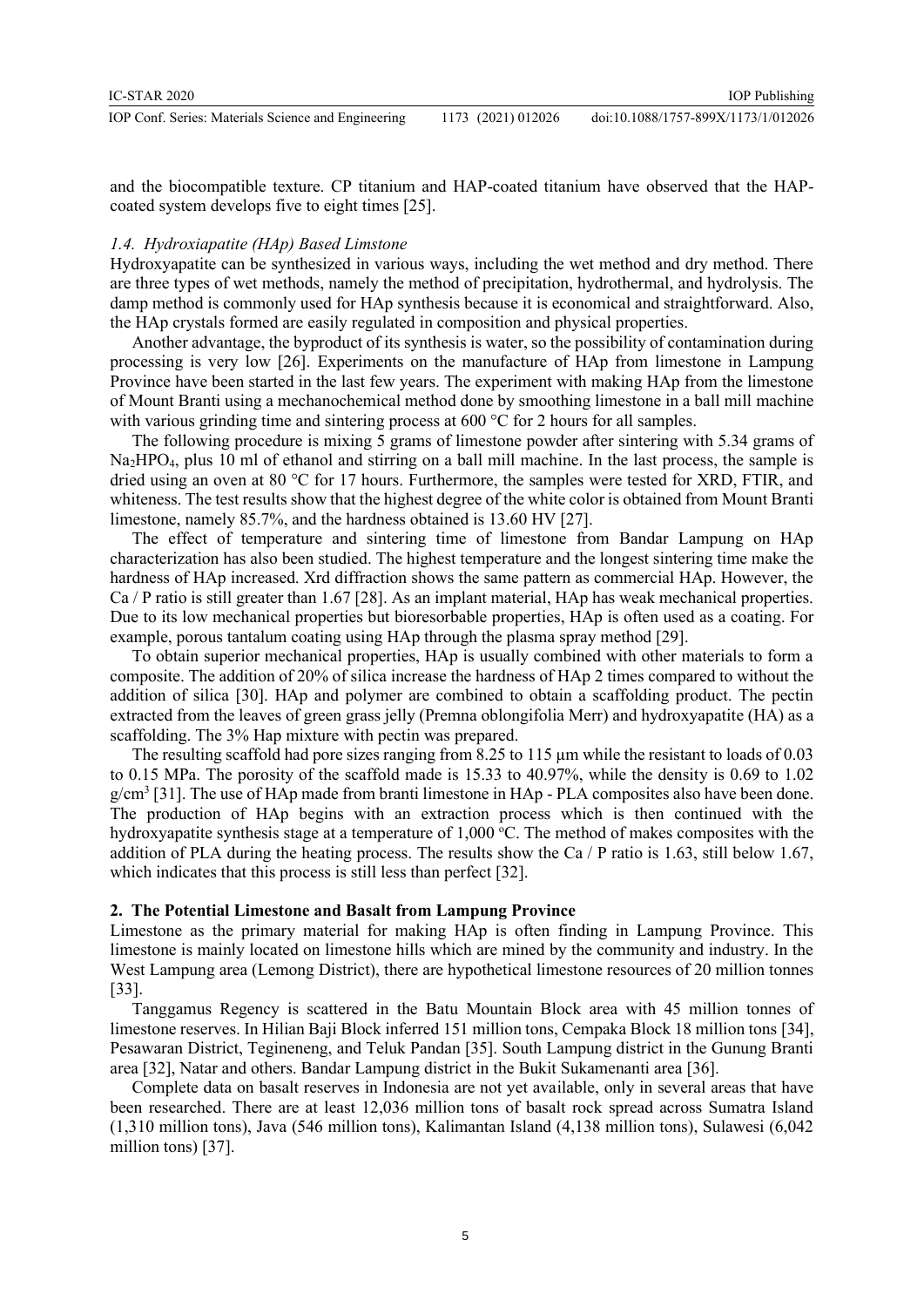and the biocompatible texture. CP titanium and HAP-coated titanium have observed that the HAP-coated system develops five to eight times [25].

### *1.4. Hydroxiapatite (HAp) Based Limstone*

Hydroxyapatite can be synthesized in various ways, including the wet method and dry method. There are three types of wet methods, namely the method of precipitation, hydrothermal, and hydrolysis. The damp method is commonly used for HAp synthesis because it is economical and straightforward. Also, the HAp crystals formed are easily regulated in composition and physical properties.

Another advantage, the byproduct of its synthesis is water, so the possibility of contamination during processing is very low [26]. Experiments on the manufacture of HAp from limestone in Lampung Province have been started in the last few years. The experiment with making HAp from the limestone of Mount Branti using a mechanochemical method done by smoothing limestone in a ball mill machine with various grinding time and sintering process at 600 °C for 2 hours for all samples.

The following procedure is mixing 5 grams of limestone powder after sintering with 5.34 grams of $Na_2HPO_4$, plus 10 ml of ethanol and stirring on a ball mill machine. In the last process, the sample is dried using an oven at 80 °C for 17 hours. Furthermore, the samples were tested for XRD, FTIR, and whiteness. The test results show that the highest degree of the white color is obtained from Mount Branti limestone, namely 85.7%, and the hardness obtained is 13.60 HV [27].

The effect of temperature and sintering time of limestone from Bandar Lampung on HAp characterization has also been studied. The highest temperature and the longest sintering time make the hardness of HAp increased. Xrd diffraction shows the same pattern as commercial HAp. However, the Ca / P ratio is still greater than 1.67 [28]. As an implant material, HAp has weak mechanical properties. Due to its low mechanical properties but bioresorbable properties, HAp is often used as a coating. For example, porous tantalum coating using HAp through the plasma spray method [29].

To obtain superior mechanical properties, HAp is usually combined with other materials to form a composite. The addition of 20% of silica increase the hardness of HAp 2 times compared to without the addition of silica [30]. HAp and polymer are combined to obtain a scaffolding product. The pectin extracted from the leaves of green grass jelly (Premna oblongifolia Merr) and hydroxyapatite (HA) as a scaffolding. The 3% Hap mixture with pectin was prepared.

The resulting scaffold had pore sizes ranging from 8.25 to 115 μm while the resistant to loads of 0.03 to 0.15 MPa. The porosity of the scaffold made is 15.33 to 40.97%, while the density is 0.69 to 1.02 $g/cm^3$ [31]. The use of HAp made from branti limestone in HAp - PLA composites also have been done. The production of HAp begins with an extraction process which is then continued with the hydroxyapatite synthesis stage at a temperature of 1,000 °C. The method of makes composites with the addition of PLA during the heating process. The results show the Ca / P ratio is 1.63, still below 1.67, which indicates that this process is still less than perfect [32].

## 2. The Potential Limestone and Basalt from Lampung Province

Limestone as the primary material for making HAp is often finding in Lampung Province. This limestone is mainly located on limestone hills which are mined by the community and industry. In the West Lampung area (Lemong District), there are hypothetical limestone resources of 20 million tonnes [33].

Tanggamus Regency is scattered in the Batu Mountain Block area with 45 million tonnes of limestone reserves. In Hilian Baji Block inferred 151 million tons, Cempaka Block 18 million tons [34], Pesawaran District, Tegineneng, and Teluk Pandan [35]. South Lampung district in the Gunung Branti area [32], Natar and others. Bandar Lampung district in the Bukit Sukamenanti area [36].

Complete data on basalt reserves in Indonesia are not yet available, only in several areas that have been researched. There are at least 12,036 million tons of basalt rock spread across Sumatra Island (1,310 million tons), Java (546 million tons), Kalimantan Island (4,138 million tons), Sulawesi (6,042 million tons) [37].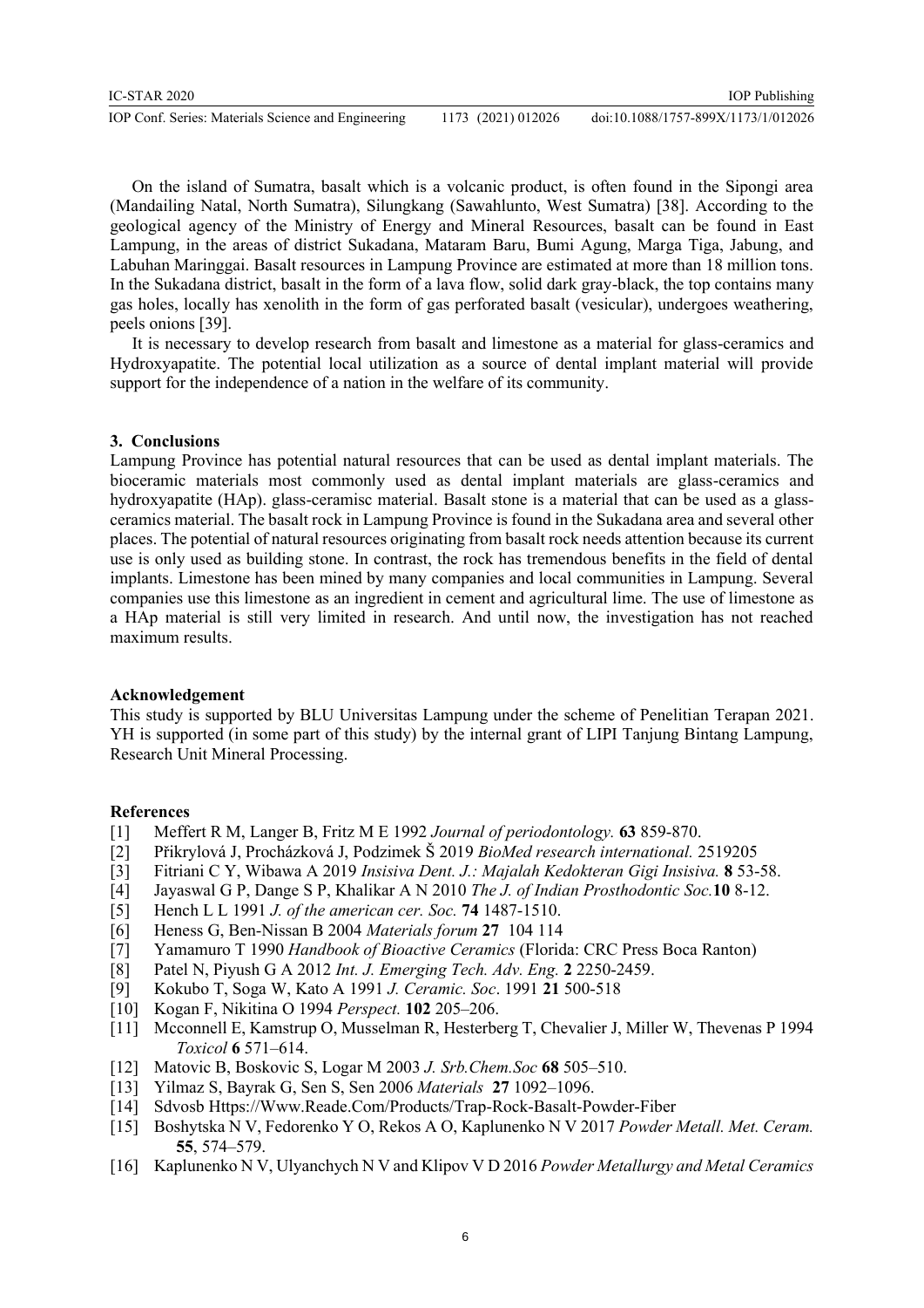On the island of Sumatra, basalt which is a volcanic product, is often found in the Sipongi area (Mandailing Natal, North Sumatra), Silungkang (Sawahlunto, West Sumatra) [38]. According to the geological agency of the Ministry of Energy and Mineral Resources, basalt can be found in East Lampung, in the areas of district Sukadana, Mataram Baru, Bumi Agung, Marga Tiga, Jabung, and Labuhan Maringgai. Basalt resources in Lampung Province are estimated at more than 18 million tons. In the Sukadana district, basalt in the form of a lava flow, solid dark gray-black, the top contains many gas holes, locally has xenolith in the form of gas perforated basalt (vesicular), undergoes weathering, peels onions [39].

It is necessary to develop research from basalt and limestone as a material for glass-ceramics and Hydroxyapatite. The potential local utilization as a source of dental implant material will provide support for the independence of a nation in the welfare of its community.

## 3. Conclusions

Lampung Province has potential natural resources that can be used as dental implant materials. The bioceramic materials most commonly used as dental implant materials are glass-ceramics and hydroxyapatite (HAp). glass-ceramisc material. Basalt stone is a material that can be used as a glass-ceramics material. The basalt rock in Lampung Province is found in the Sukadana area and several other places. The potential of natural resources originating from basalt rock needs attention because its current use is only used as building stone. In contrast, the rock has tremendous benefits in the field of dental implants. Limestone has been mined by many companies and local communities in Lampung. Several companies use this limestone as an ingredient in cement and agricultural lime. The use of limestone as a HAp material is still very limited in research. And until now, the investigation has not reached maximum results.

## Acknowledgement

This study is supported by BLU Universitas Lampung under the scheme of Penelitian Terapan 2021. YH is supported (in some part of this study) by the internal grant of LIPI Tanjung Bintang Lampung, Research Unit Mineral Processing.

## References

[1] Meffert R M, Langer B, Fritz M E 1992 *Journal of periodontology.* **63** 859-870.

[2] Přikrylová J, Procházková J, Podzimek Š 2019 *BioMed research international.* 2519205

[3] Fitriani C Y, Wibawa A 2019 *Insisiva Dent. J.: Majalah Kedokteran Gigi Insisiva.* **8** 53-58.

[4] Jayaswal G P, Dange S P, Khalikar A N 2010 *The J. of Indian Prosthodontic Soc.***10** 8-12.

[5] Hench L L 1991 *J. of the american cer. Soc.* **74** 1487-1510.

[6] Heness G, Ben-Nissan B 2004 *Materials forum* **27** 104 114

[7] Yamamuro T 1990 *Handbook of Bioactive Ceramics* (Florida: CRC Press Boca Ranton)

[8] Patel N, Piyush G A 2012 *Int. J. Emerging Tech. Adv. Eng.* **2** 2250-2459.

[9] Kokubo T, Soga W, Kato A 1991 *J. Ceramic. Soc*. 1991 **21** 500-518

[10] Kogan F, Nikitina O 1994 *Perspect.* **102** 205–206.

[11] Mcconnell E, Kamstrup O, Musselman R, Hesterberg T, Chevalier J, Miller W, Thevenas P 1994 *Toxicol* **6** 571–614.

[12] Matovic B, Boskovic S, Logar M 2003 *J. Srb.Chem.Soc* **68** 505–510.

[13] Yilmaz S, Bayrak G, Sen S, Sen 2006 *Materials* **27** 1092–1096.

[14] Sdvosb Https://Www.Reade.Com/Products/Trap-Rock-Basalt-Powder-Fiber

[15] Boshytska N V, Fedorenko Y O, Rekos A O, Kaplunenko N V 2017 *Powder Metall. Met. Ceram.* **55**, 574–579.

[16] Kaplunenko N V, Ulyanchych N V and Klipov V D 2016 *Powder Metallurgy and Metal Ceramics*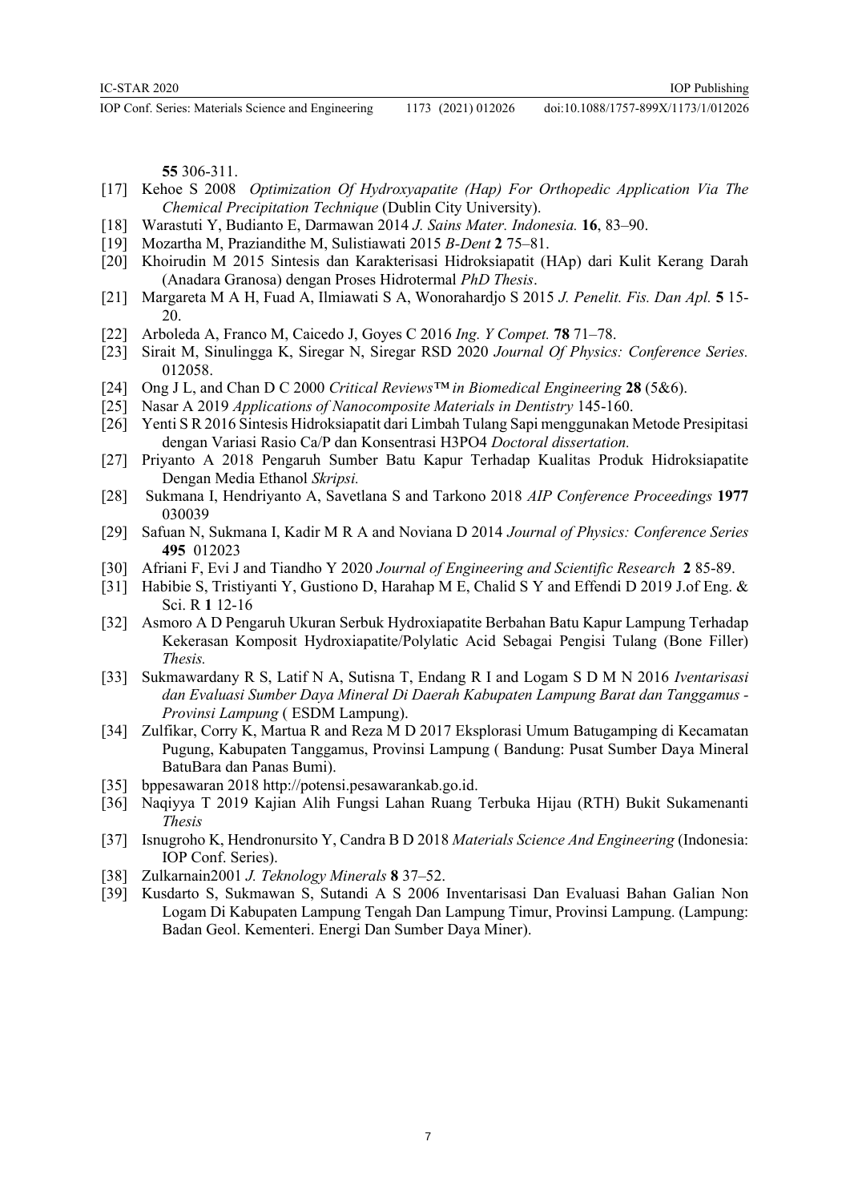**55** 306-311.

[17] Kehoe S 2008 *Optimization Of Hydroxyapatite (Hap) For Orthopedic Application Via The Chemical Precipitation Technique* (Dublin City University).

[18] Warastuti Y, Budianto E, Darmawan 2014 *J. Sains Mater. Indonesia.* **16**, 83–90.

[19] Mozartha M, Praziandithe M, Sulistiawati 2015 *B-Dent* **2** 75–81.

[20] Khoirudin M 2015 Sintesis dan Karakterisasi Hidroksiapatit (HAp) dari Kulit Kerang Darah (Anadara Granosa) dengan Proses Hidrotermal *PhD Thesis*.

[21] Margareta M A H, Fuad A, Ilmiawati S A, Wonorahardjo S 2015 *J. Penelit. Fis. Dan Apl.* **5** 15-20.

[22] Arboleda A, Franco M, Caicedo J, Goyes C 2016 *Ing. Y Compet.* **78** 71–78.

[23] Sirait M, Sinulingga K, Siregar N, Siregar RSD 2020 *Journal Of Physics: Conference Series.* 012058.

[24] Ong J L, and Chan D C 2000 *Critical Reviews™ in Biomedical Engineering* **28** (5&6).

[25] Nasar A 2019 *Applications of Nanocomposite Materials in Dentistry* 145-160.

[26] Yenti S R 2016 Sintesis Hidroksiapatit dari Limbah Tulang Sapi menggunakan Metode Presipitasi dengan Variasi Rasio Ca/P dan Konsentrasi H3PO4 *Doctoral dissertation.*

[27] Priyanto A 2018 Pengaruh Sumber Batu Kapur Terhadap Kualitas Produk Hidroksiapatite Dengan Media Ethanol *Skripsi.*

[28] Sukmana I, Hendriyanto A, Savetlana S and Tarkono 2018 *AIP Conference Proceedings* **1977** 030039

[29] Safuan N, Sukmana I, Kadir M R A and Noviana D 2014 *Journal of Physics: Conference Series* **495** 012023

[30] Afriani F, Evi J and Tiandho Y 2020 *Journal of Engineering and Scientific Research* **2** 85-89.

[31] Habibie S, Tristiyanti Y, Gustiono D, Harahap M E, Chalid S Y and Effendi D 2019 J.of Eng. & Sci. R **1** 12-16

[32] Asmoro A D Pengaruh Ukuran Serbuk Hydroxiapatite Berbahan Batu Kapur Lampung Terhadap Kekerasan Komposit Hydroxiapatite/Polylatic Acid Sebagai Pengisi Tulang (Bone Filler) *Thesis.*

[33] Sukmawardany R S, Latif N A, Sutisna T, Endang R I and Logam S D M N 2016 *Iventarisasi dan Evaluasi Sumber Daya Mineral Di Daerah Kabupaten Lampung Barat dan Tanggamus - Provinsi Lampung* ( ESDM Lampung).

[34] Zulfikar, Corry K, Martua R and Reza M D 2017 Eksplorasi Umum Batugamping di Kecamatan Pugung, Kabupaten Tanggamus, Provinsi Lampung ( Bandung: Pusat Sumber Daya Mineral BatuBara dan Panas Bumi).

[35] bppesawaran 2018 http://potensi.pesawarankab.go.id.

[36] Naqiyya T 2019 Kajian Alih Fungsi Lahan Ruang Terbuka Hijau (RTH) Bukit Sukamenanti *Thesis*

[37] Isnugroho K, Hendronursito Y, Candra B D 2018 *Materials Science And Engineering* (Indonesia: IOP Conf. Series).

[38] Zulkarnain2001 *J. Teknology Minerals* **8** 37–52.

[39] Kusdarto S, Sukmawan S, Sutandi A S 2006 Inventarisasi Dan Evaluasi Bahan Galian Non Logam Di Kabupaten Lampung Tengah Dan Lampung Timur, Provinsi Lampung. (Lampung: Badan Geol. Kementeri. Energi Dan Sumber Daya Miner).